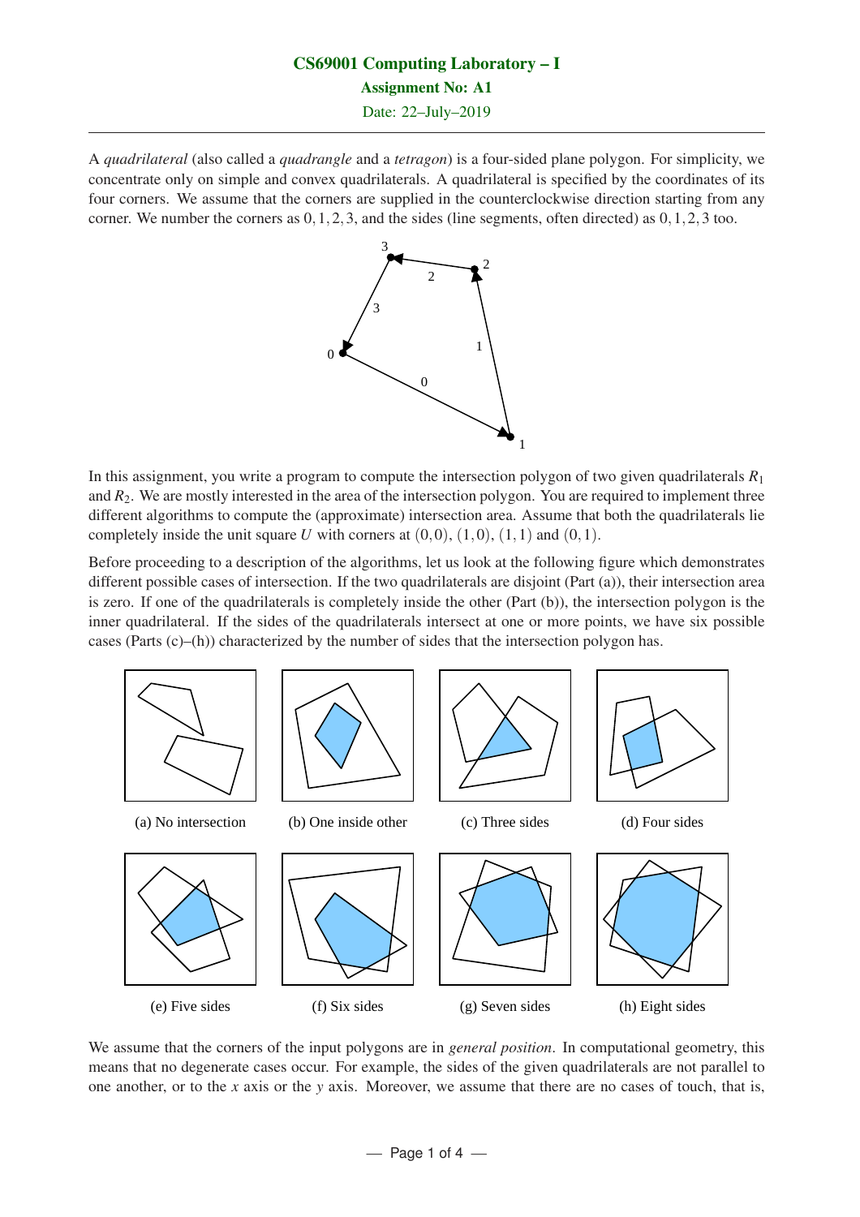# CS69001 Computing Laboratory – I

**Assignment No: A1**

Date: 22–July–2019

---

A *quadrilateral* (also called a *quadrangle* and a *tetragon*) is a four-sided plane polygon. For simplicity, we concentrate only on simple and convex quadrilaterals. A quadrilateral is specified by the coordinates of its four corners. We assume that the corners are supplied in the counterclockwise direction starting from any corner. We number the corners as $0, 1, 2, 3$, and the sides (line segments, often directed) as $0, 1, 2, 3$ too.

In this assignment, you write a program to compute the intersection polygon of two given quadrilaterals $R_1$ and $R_2$. We are mostly interested in the area of the intersection polygon. You are required to implement three different algorithms to compute the (approximate) intersection area. Assume that both the quadrilaterals lie completely inside the unit square $U$ with corners at $(0,0)$, $(1,0)$, $(1,1)$ and $(0,1)$.

Before proceeding to a description of the algorithms, let us look at the following figure which demonstrates different possible cases of intersection. If the two quadrilaterals are disjoint (Part (a)), their intersection area is zero. If one of the quadrilaterals is completely inside the other (Part (b)), the intersection polygon is the inner quadrilateral. If the sides of the quadrilaterals intersect at one or more points, we have six possible cases (Parts (c)–(h)) characterized by the number of sides that the intersection polygon has.

(a) No intersection (b) One inside other (c) Three sides (d) Four sides

(e) Five sides (f) Six sides (g) Seven sides (h) Eight sides

We assume that the corners of the input polygons are in *general position*. In computational geometry, this means that no degenerate cases occur. For example, the sides of the given quadrilaterals are not parallel to one another, or to the $x$ axis or the $y$ axis. Moreover, we assume that there are no cases of touch, that is,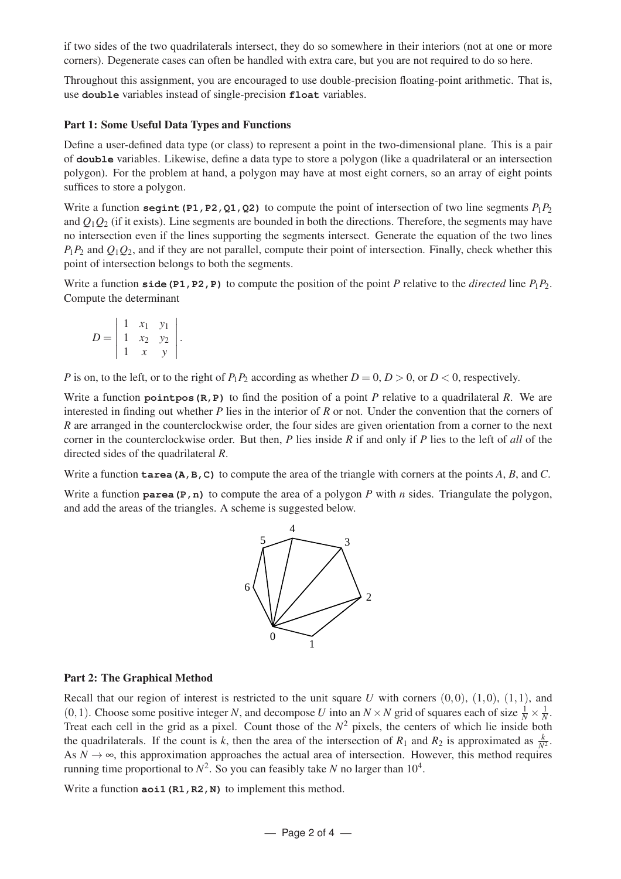if two sides of the two quadrilaterals intersect, they do so somewhere in their interiors (not at one or more corners). Degenerate cases can often be handled with extra care, but you are not required to do so here.

Throughout this assignment, you are encouraged to use double-precision floating-point arithmetic. That is, use **double** variables instead of single-precision **float** variables.

**Part 1: Some Useful Data Types and Functions**

Define a user-defined data type (or class) to represent a point in the two-dimensional plane. This is a pair of **double** variables. Likewise, define a data type to store a polygon (like a quadrilateral or an intersection polygon). For the problem at hand, a polygon may have at most eight corners, so an array of eight points suffices to store a polygon.

Write a function **segint(P1,P2,Q1,Q2)** to compute the point of intersection of two line segments $P_1P_2$ and $Q_1Q_2$ (if it exists). Line segments are bounded in both the directions. Therefore, the segments may have no intersection even if the lines supporting the segments intersect. Generate the equation of the two lines $P_1P_2$ and $Q_1Q_2$, and if they are not parallel, compute their point of intersection. Finally, check whether this point of intersection belongs to both the segments.

Write a function **side(P1,P2,P)** to compute the position of the point $P$ relative to the *directed* line $P_1P_2$. Compute the determinant

$$D = \begin{vmatrix} 1 & x_1 & y_1 \\ 1 & x_2 & y_2 \\ 1 & x & y \end{vmatrix}.$$

$P$ is on, to the left, or to the right of $P_1P_2$ according as whether $D = 0$, $D > 0$, or $D < 0$, respectively.

Write a function **pointpos(R,P)** to find the position of a point $P$ relative to a quadrilateral $R$. We are interested in finding out whether $P$ lies in the interior of $R$ or not. Under the convention that the corners of $R$ are arranged in the counterclockwise order, the four sides are given orientation from a corner to the next corner in the counterclockwise order. But then, $P$ lies inside $R$ if and only if $P$ lies to the left of *all* of the directed sides of the quadrilateral $R$.

Write a function **tarea(A,B,C)** to compute the area of the triangle with corners at the points $A$, $B$, and $C$.

Write a function **parea(P,n)** to compute the area of a polygon $P$ with $n$ sides. Triangulate the polygon, and add the areas of the triangles. A scheme is suggested below.

**Part 2: The Graphical Method**

Recall that our region of interest is restricted to the unit square $U$ with corners $(0,0)$, $(1,0)$, $(1,1)$, and $(0,1)$. Choose some positive integer $N$, and decompose $U$ into an $N \times N$ grid of squares each of size $\frac{1}{N} \times \frac{1}{N}$. Treat each cell in the grid as a pixel. Count those of the $N^2$ pixels, the centers of which lie inside both the quadrilaterals. If the count is $k$, then the area of the intersection of $R_1$ and $R_2$ is approximated as $\frac{k}{N^2}$. As $N \to \infty$, this approximation approaches the actual area of intersection. However, this method requires running time proportional to $N^2$. So you can feasibly take $N$ no larger than $10^4$.

Write a function **aoi1(R1,R2,N)** to implement this method.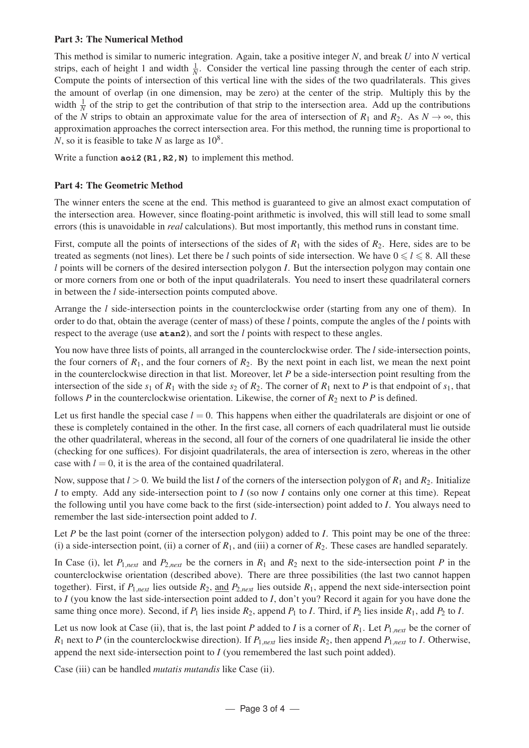**Part 3: The Numerical Method**

This method is similar to numeric integration. Again, take a positive integer $N$, and break $U$ into $N$ vertical strips, each of height 1 and width $\frac{1}{N}$. Consider the vertical line passing through the center of each strip. Compute the points of intersection of this vertical line with the sides of the two quadrilaterals. This gives the amount of overlap (in one dimension, may be zero) at the center of the strip. Multiply this by the width $\frac{1}{N}$ of the strip to get the contribution of that strip to the intersection area. Add up the contributions of the $N$ strips to obtain an approximate value for the area of intersection of $R_1$ and $R_2$. As $N \to \infty$, this approximation approaches the correct intersection area. For this method, the running time is proportional to $N$, so it is feasible to take $N$ as large as $10^8$.

Write a function **aoi2(R1,R2,N)** to implement this method.

**Part 4: The Geometric Method**

The winner enters the scene at the end. This method is guaranteed to give an almost exact computation of the intersection area. However, since floating-point arithmetic is involved, this will still lead to some small errors (this is unavoidable in *real* calculations). But most importantly, this method runs in constant time.

First, compute all the points of intersections of the sides of $R_1$ with the sides of $R_2$. Here, sides are to be treated as segments (not lines). Let there be $l$ such points of side intersection. We have $0 \leqslant l \leqslant 8$. All these $l$ points will be corners of the desired intersection polygon $I$. But the intersection polygon may contain one or more corners from one or both of the input quadrilaterals. You need to insert these quadrilateral corners in between the $l$ side-intersection points computed above.

Arrange the $l$ side-intersection points in the counterclockwise order (starting from any one of them). In order to do that, obtain the average (center of mass) of these $l$ points, compute the angles of the $l$ points with respect to the average (use **atan2**), and sort the $l$ points with respect to these angles.

You now have three lists of points, all arranged in the counterclockwise order. The $l$ side-intersection points, the four corners of $R_1$, and the four corners of $R_2$. By the next point in each list, we mean the next point in the counterclockwise direction in that list. Moreover, let $P$ be a side-intersection point resulting from the intersection of the side $s_1$ of $R_1$ with the side $s_2$ of $R_2$. The corner of $R_1$ next to $P$ is that endpoint of $s_1$, that follows $P$ in the counterclockwise orientation. Likewise, the corner of $R_2$ next to $P$ is defined.

Let us first handle the special case $l = 0$. This happens when either the quadrilaterals are disjoint or one of these is completely contained in the other. In the first case, all corners of each quadrilateral must lie outside the other quadrilateral, whereas in the second, all four of the corners of one quadrilateral lie inside the other (checking for one suffices). For disjoint quadrilaterals, the area of intersection is zero, whereas in the other case with $l = 0$, it is the area of the contained quadrilateral.

Now, suppose that $l > 0$. We build the list $I$ of the corners of the intersection polygon of $R_1$ and $R_2$. Initialize $I$ to empty. Add any side-intersection point to $I$ (so now $I$ contains only one corner at this time). Repeat the following until you have come back to the first (side-intersection) point added to $I$. You always need to remember the last side-intersection point added to $I$.

Let $P$ be the last point (corner of the intersection polygon) added to $I$. This point may be one of the three: (i) a side-intersection point, (ii) a corner of $R_1$, and (iii) a corner of $R_2$. These cases are handled separately.

In Case (i), let $P_{1,next}$ and $P_{2,next}$ be the corners in $R_1$ and $R_2$ next to the side-intersection point $P$ in the counterclockwise orientation (described above). There are three possibilities (the last two cannot happen together). First, if $P_{1,next}$ lies outside $R_2$, and $P_{2,next}$ lies outside $R_1$, append the next side-intersection point to $I$ (you know the last side-intersection point added to $I$, don't you? Record it again for you have done the same thing once more). Second, if $P_1$ lies inside $R_2$, append $P_1$ to $I$. Third, if $P_2$ lies inside $R_1$, add $P_2$ to $I$.

Let us now look at Case (ii), that is, the last point $P$ added to $I$ is a corner of $R_1$. Let $P_{1,next}$ be the corner of $R_1$ next to $P$ (in the counterclockwise direction). If $P_{1,next}$ lies inside $R_2$, then append $P_{1,next}$ to $I$. Otherwise, append the next side-intersection point to $I$ (you remembered the last such point added).

Case (iii) can be handled *mutatis mutandis* like Case (ii).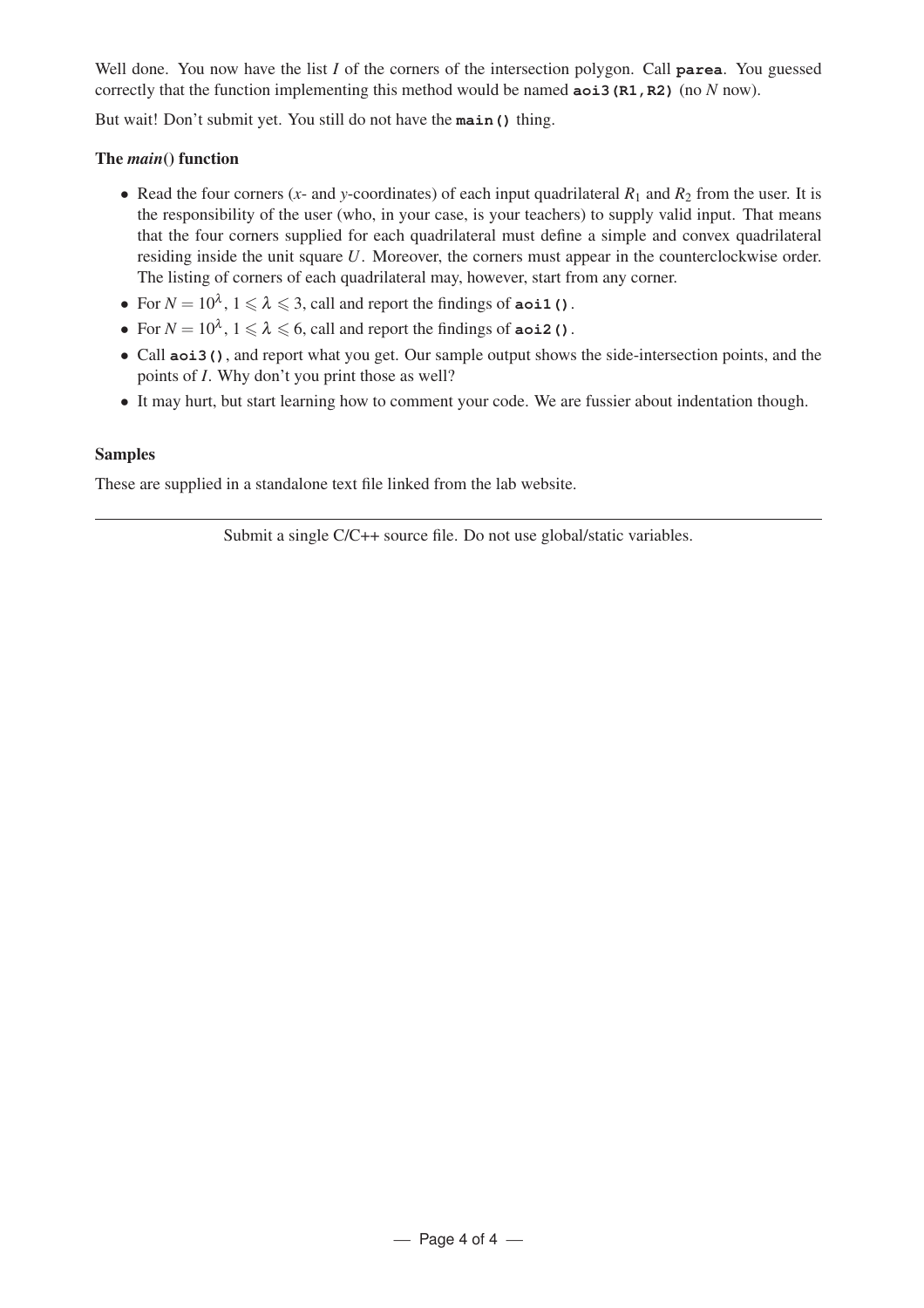Well done. You now have the list $I$ of the corners of the intersection polygon. Call **parea**. You guessed correctly that the function implementing this method would be named **aoi3(R1,R2)** (no $N$ now).

But wait! Don't submit yet. You still do not have the **main()** thing.

### The *main*() function

- Read the four corners ($x$- and $y$-coordinates) of each input quadrilateral $R_1$ and $R_2$ from the user. It is the responsibility of the user (who, in your case, is your teachers) to supply valid input. That means that the four corners supplied for each quadrilateral must define a simple and convex quadrilateral residing inside the unit square $U$. Moreover, the corners must appear in the counterclockwise order. The listing of corners of each quadrilateral may, however, start from any corner.
- For $N = 10^{\lambda}$, $1 \leqslant \lambda \leqslant 3$, call and report the findings of **aoi1()**.
- For $N = 10^{\lambda}$, $1 \leqslant \lambda \leqslant 6$, call and report the findings of **aoi2()**.
- Call **aoi3()**, and report what you get. Our sample output shows the side-intersection points, and the points of $I$. Why don't you print those as well?
- It may hurt, but start learning how to comment your code. We are fussier about indentation though.

### Samples

These are supplied in a standalone text file linked from the lab website.

---

Submit a single C/C++ source file. Do not use global/static variables.